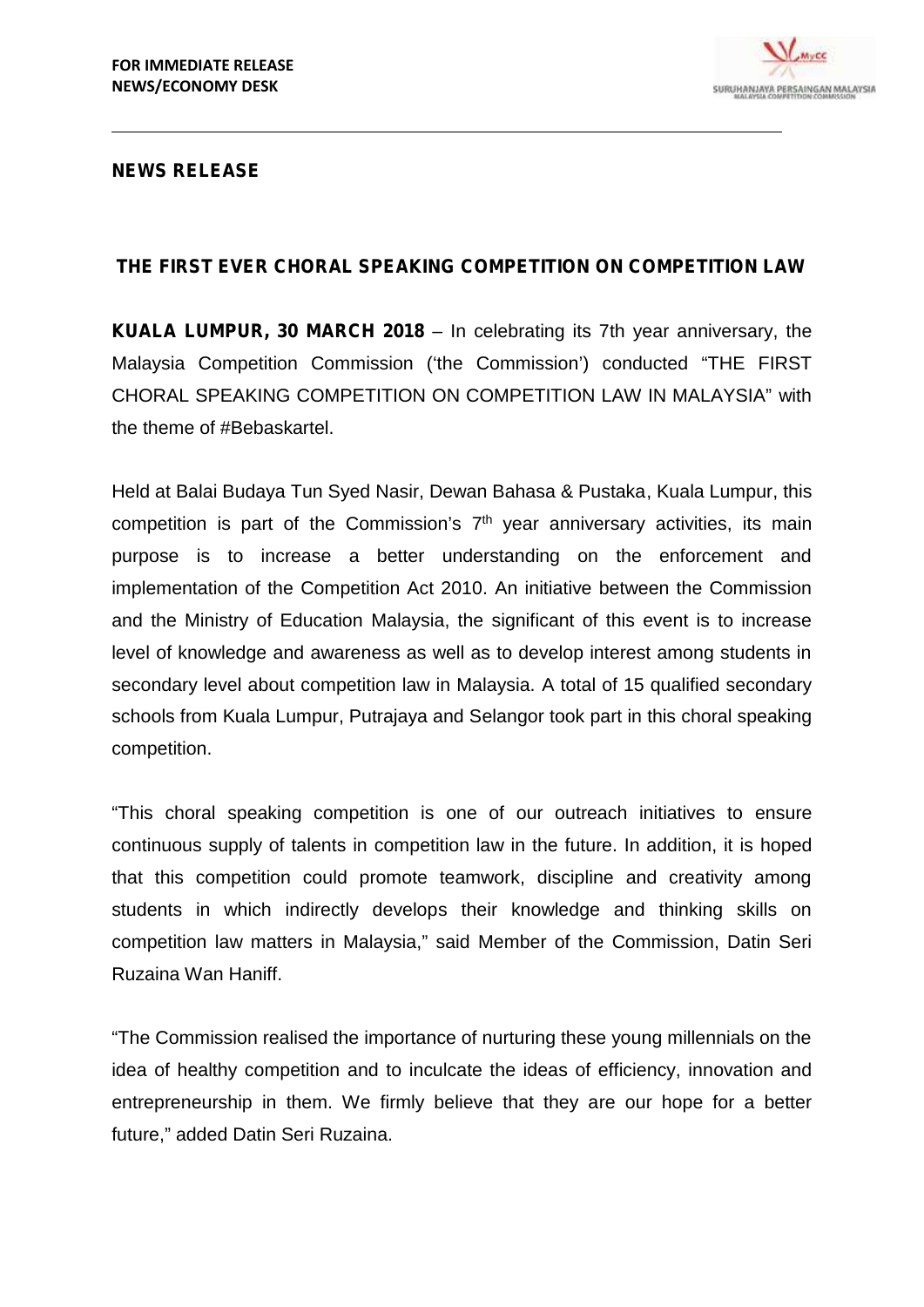**FOR IMMEDIATE RELEASE**
**NEWS/ECONOMY DESK**

**NEWS RELEASE**

## THE FIRST EVER CHORAL SPEAKING COMPETITION ON COMPETITION LAW

**KUALA LUMPUR, 30 MARCH 2018** – In celebrating its 7th year anniversary, the Malaysia Competition Commission ('the Commission') conducted "THE FIRST CHORAL SPEAKING COMPETITION ON COMPETITION LAW IN MALAYSIA" with the theme of #Bebaskartel.

Held at Balai Budaya Tun Syed Nasir, Dewan Bahasa & Pustaka, Kuala Lumpur, this competition is part of the Commission's 7th year anniversary activities, its main purpose is to increase a better understanding on the enforcement and implementation of the Competition Act 2010. An initiative between the Commission and the Ministry of Education Malaysia, the significant of this event is to increase level of knowledge and awareness as well as to develop interest among students in secondary level about competition law in Malaysia. A total of 15 qualified secondary schools from Kuala Lumpur, Putrajaya and Selangor took part in this choral speaking competition.

"This choral speaking competition is one of our outreach initiatives to ensure continuous supply of talents in competition law in the future. In addition, it is hoped that this competition could promote teamwork, discipline and creativity among students in which indirectly develops their knowledge and thinking skills on competition law matters in Malaysia," said Member of the Commission, Datin Seri Ruzaina Wan Haniff.

"The Commission realised the importance of nurturing these young millennials on the idea of healthy competition and to inculcate the ideas of efficiency, innovation and entrepreneurship in them. We firmly believe that they are our hope for a better future," added Datin Seri Ruzaina.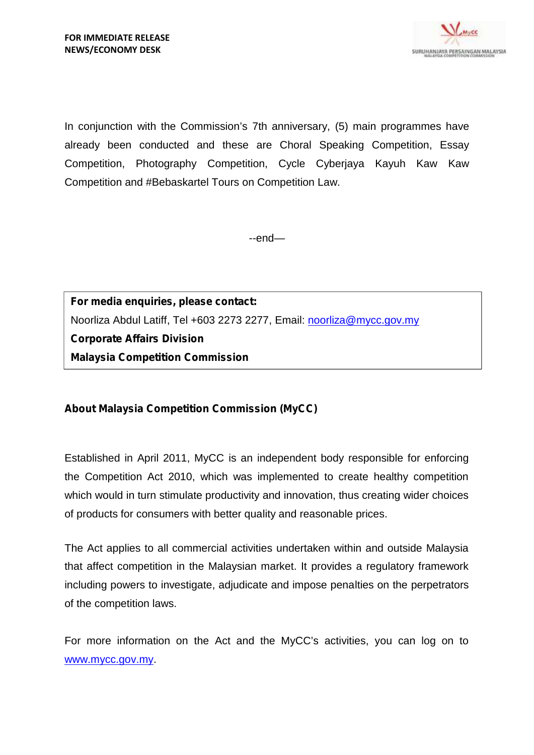In conjunction with the Commission's 7th anniversary, (5) main programmes have already been conducted and these are Choral Speaking Competition, Essay Competition, Photography Competition, Cycle Cyberjaya Kayuh Kaw Kaw Competition and #Bebaskartel Tours on Competition Law.

--end—

| |
|---|
| **For media enquiries, please contact:** |
| Noorliza Abdul Latiff, Tel +603 2273 2277, Email: noorliza@mycc.gov.my |
| **Corporate Affairs Division** |
| **Malaysia Competition Commission** |

**About Malaysia Competition Commission (MyCC)**

Established in April 2011, MyCC is an independent body responsible for enforcing the Competition Act 2010, which was implemented to create healthy competition which would in turn stimulate productivity and innovation, thus creating wider choices of products for consumers with better quality and reasonable prices.

The Act applies to all commercial activities undertaken within and outside Malaysia that affect competition in the Malaysian market. It provides a regulatory framework including powers to investigate, adjudicate and impose penalties on the perpetrators of the competition laws.

For more information on the Act and the MyCC's activities, you can log on to www.mycc.gov.my.